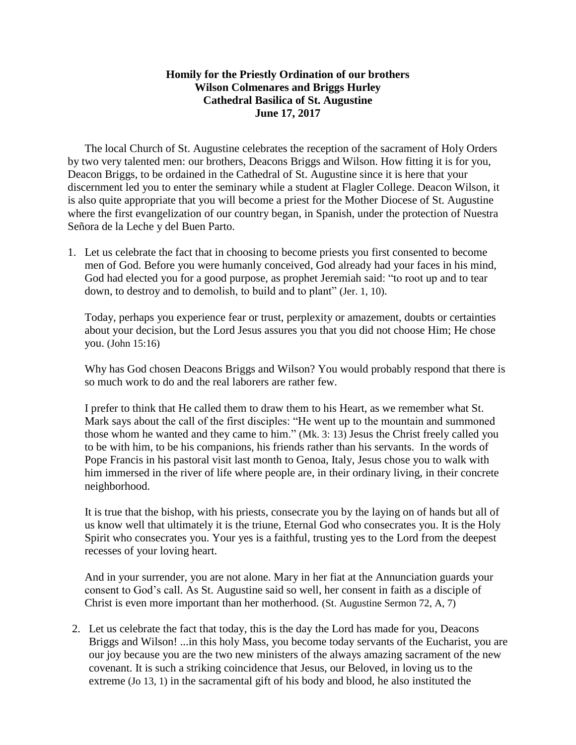**Homily for the Priestly Ordination of our brothers**
**Wilson Colmenares and Briggs Hurley**
**Cathedral Basilica of St. Augustine**
**June 17, 2017**

The local Church of St. Augustine celebrates the reception of the sacrament of Holy Orders by two very talented men: our brothers, Deacons Briggs and Wilson. How fitting it is for you, Deacon Briggs, to be ordained in the Cathedral of St. Augustine since it is here that your discernment led you to enter the seminary while a student at Flagler College. Deacon Wilson, it is also quite appropriate that you will become a priest for the Mother Diocese of St. Augustine where the first evangelization of our country began, in Spanish, under the protection of Nuestra Señora de la Leche y del Buen Parto.

1. Let us celebrate the fact that in choosing to become priests you first consented to become men of God. Before you were humanly conceived, God already had your faces in his mind, God had elected you for a good purpose, as prophet Jeremiah said: "to root up and to tear down, to destroy and to demolish, to build and to plant" (Jer. 1, 10).

   Today, perhaps you experience fear or trust, perplexity or amazement, doubts or certainties about your decision, but the Lord Jesus assures you that you did not choose Him; He chose you. (John 15:16)

   Why has God chosen Deacons Briggs and Wilson? You would probably respond that there is so much work to do and the real laborers are rather few.

   I prefer to think that He called them to draw them to his Heart, as we remember what St. Mark says about the call of the first disciples: "He went up to the mountain and summoned those whom he wanted and they came to him." (Mk. 3: 13) Jesus the Christ freely called you to be with him, to be his companions, his friends rather than his servants. In the words of Pope Francis in his pastoral visit last month to Genoa, Italy, Jesus chose you to walk with him immersed in the river of life where people are, in their ordinary living, in their concrete neighborhood.

   It is true that the bishop, with his priests, consecrate you by the laying on of hands but all of us know well that ultimately it is the triune, Eternal God who consecrates you. It is the Holy Spirit who consecrates you. Your yes is a faithful, trusting yes to the Lord from the deepest recesses of your loving heart.

   And in your surrender, you are not alone. Mary in her fiat at the Annunciation guards your consent to God's call. As St. Augustine said so well, her consent in faith as a disciple of Christ is even more important than her motherhood. (St. Augustine Sermon 72, A, 7)

2. Let us celebrate the fact that today, this is the day the Lord has made for you, Deacons Briggs and Wilson! ...in this holy Mass, you become today servants of the Eucharist, you are our joy because you are the two new ministers of the always amazing sacrament of the new covenant. It is such a striking coincidence that Jesus, our Beloved, in loving us to the extreme (Jo 13, 1) in the sacramental gift of his body and blood, he also instituted the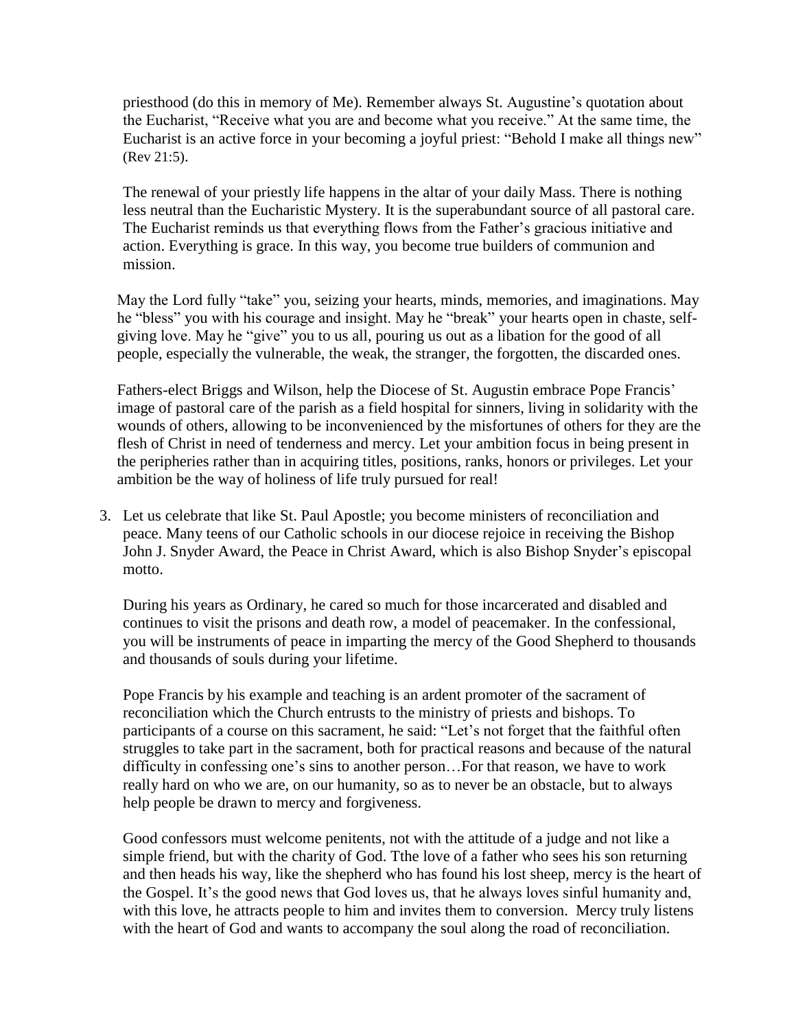priesthood (do this in memory of Me). Remember always St. Augustine's quotation about the Eucharist, "Receive what you are and become what you receive." At the same time, the Eucharist is an active force in your becoming a joyful priest: "Behold I make all things new" (Rev 21:5).

The renewal of your priestly life happens in the altar of your daily Mass. There is nothing less neutral than the Eucharistic Mystery. It is the superabundant source of all pastoral care. The Eucharist reminds us that everything flows from the Father's gracious initiative and action. Everything is grace. In this way, you become true builders of communion and mission.

May the Lord fully "take" you, seizing your hearts, minds, memories, and imaginations. May he "bless" you with his courage and insight. May he "break" your hearts open in chaste, self-giving love. May he "give" you to us all, pouring us out as a libation for the good of all people, especially the vulnerable, the weak, the stranger, the forgotten, the discarded ones.

Fathers-elect Briggs and Wilson, help the Diocese of St. Augustin embrace Pope Francis' image of pastoral care of the parish as a field hospital for sinners, living in solidarity with the wounds of others, allowing to be inconvenienced by the misfortunes of others for they are the flesh of Christ in need of tenderness and mercy. Let your ambition focus in being present in the peripheries rather than in acquiring titles, positions, ranks, honors or privileges. Let your ambition be the way of holiness of life truly pursued for real!

3. Let us celebrate that like St. Paul Apostle; you become ministers of reconciliation and peace. Many teens of our Catholic schools in our diocese rejoice in receiving the Bishop John J. Snyder Award, the Peace in Christ Award, which is also Bishop Snyder's episcopal motto.

   During his years as Ordinary, he cared so much for those incarcerated and disabled and continues to visit the prisons and death row, a model of peacemaker. In the confessional, you will be instruments of peace in imparting the mercy of the Good Shepherd to thousands and thousands of souls during your lifetime.

   Pope Francis by his example and teaching is an ardent promoter of the sacrament of reconciliation which the Church entrusts to the ministry of priests and bishops. To participants of a course on this sacrament, he said: "Let's not forget that the faithful often struggles to take part in the sacrament, both for practical reasons and because of the natural difficulty in confessing one's sins to another person…For that reason, we have to work really hard on who we are, on our humanity, so as to never be an obstacle, but to always help people be drawn to mercy and forgiveness.

   Good confessors must welcome penitents, not with the attitude of a judge and not like a simple friend, but with the charity of God. Tthe love of a father who sees his son returning and then heads his way, like the shepherd who has found his lost sheep, mercy is the heart of the Gospel. It's the good news that God loves us, that he always loves sinful humanity and, with this love, he attracts people to him and invites them to conversion. Mercy truly listens with the heart of God and wants to accompany the soul along the road of reconciliation.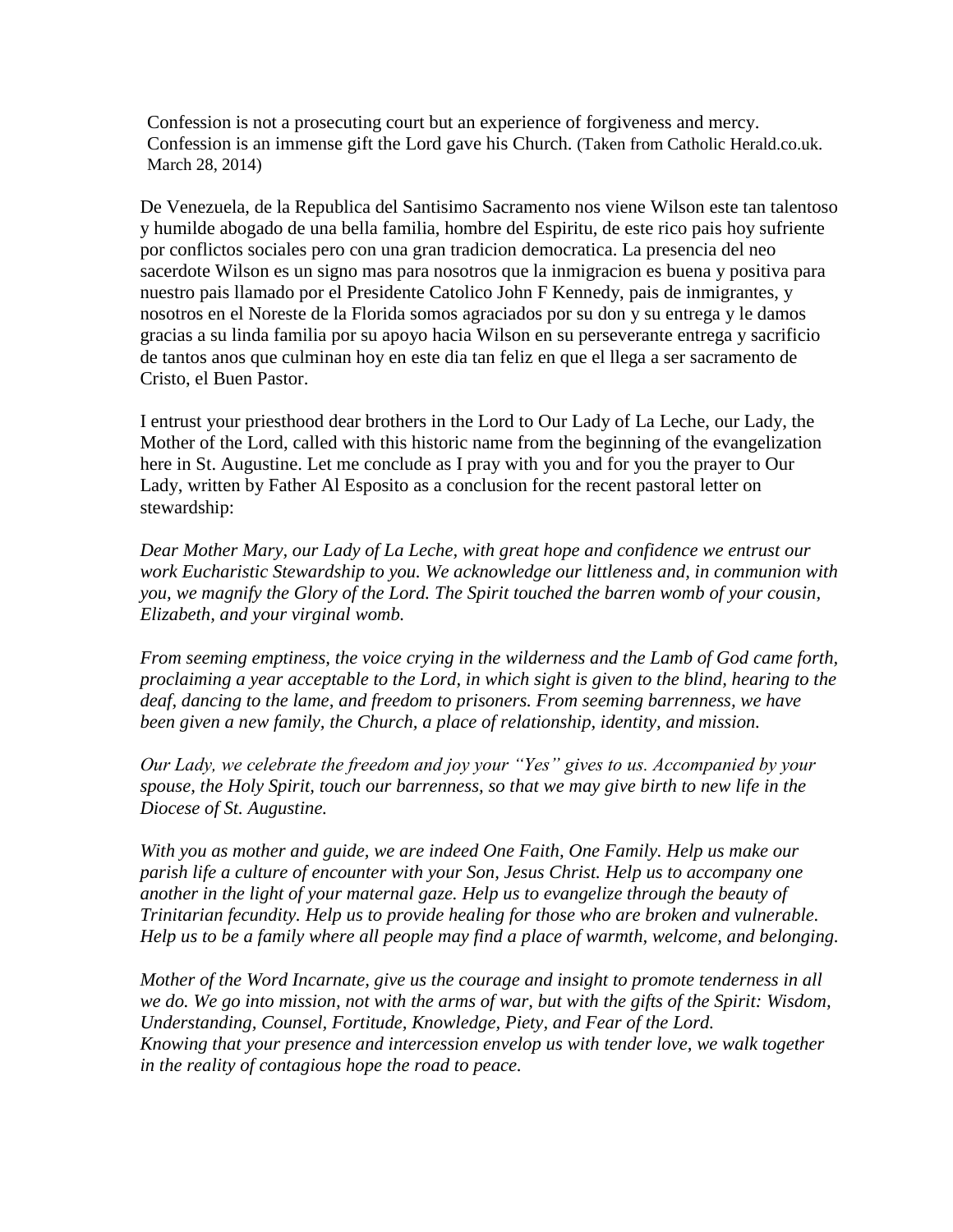Confession is not a prosecuting court but an experience of forgiveness and mercy. Confession is an immense gift the Lord gave his Church. (Taken from Catholic Herald.co.uk. March 28, 2014)

De Venezuela, de la Republica del Santisimo Sacramento nos viene Wilson este tan talentoso y humilde abogado de una bella familia, hombre del Espiritu, de este rico pais hoy sufriente por conflictos sociales pero con una gran tradicion democratica. La presencia del neo sacerdote Wilson es un signo mas para nosotros que la inmigracion es buena y positiva para nuestro pais llamado por el Presidente Catolico John F Kennedy, pais de inmigrantes, y nosotros en el Noreste de la Florida somos agraciados por su don y su entrega y le damos gracias a su linda familia por su apoyo hacia Wilson en su perseverante entrega y sacrificio de tantos anos que culminan hoy en este dia tan feliz en que el llega a ser sacramento de Cristo, el Buen Pastor.

I entrust your priesthood dear brothers in the Lord to Our Lady of La Leche, our Lady, the Mother of the Lord, called with this historic name from the beginning of the evangelization here in St. Augustine. Let me conclude as I pray with you and for you the prayer to Our Lady, written by Father Al Esposito as a conclusion for the recent pastoral letter on stewardship:

*Dear Mother Mary, our Lady of La Leche, with great hope and confidence we entrust our work Eucharistic Stewardship to you. We acknowledge our littleness and, in communion with you, we magnify the Glory of the Lord. The Spirit touched the barren womb of your cousin, Elizabeth, and your virginal womb.*

*From seeming emptiness, the voice crying in the wilderness and the Lamb of God came forth, proclaiming a year acceptable to the Lord, in which sight is given to the blind, hearing to the deaf, dancing to the lame, and freedom to prisoners. From seeming barrenness, we have been given a new family, the Church, a place of relationship, identity, and mission.*

*Our Lady, we celebrate the freedom and joy your "Yes" gives to us. Accompanied by your spouse, the Holy Spirit, touch our barrenness, so that we may give birth to new life in the Diocese of St. Augustine.*

*With you as mother and guide, we are indeed One Faith, One Family. Help us make our parish life a culture of encounter with your Son, Jesus Christ. Help us to accompany one another in the light of your maternal gaze. Help us to evangelize through the beauty of Trinitarian fecundity. Help us to provide healing for those who are broken and vulnerable. Help us to be a family where all people may find a place of warmth, welcome, and belonging.*

*Mother of the Word Incarnate, give us the courage and insight to promote tenderness in all we do. We go into mission, not with the arms of war, but with the gifts of the Spirit: Wisdom, Understanding, Counsel, Fortitude, Knowledge, Piety, and Fear of the Lord. Knowing that your presence and intercession envelop us with tender love, we walk together in the reality of contagious hope the road to peace.*